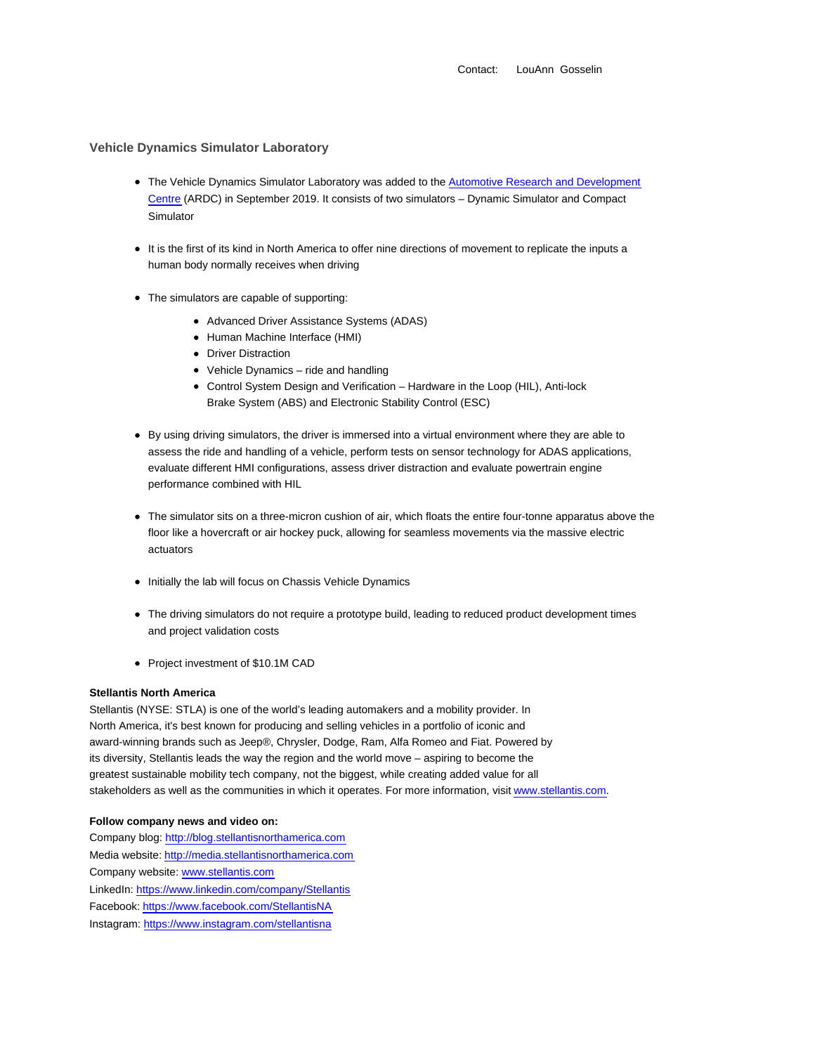Contact: LouAnn Gosselin

## Vehicle Dynamics Simulator Laboratory

- The Vehicle Dynamics Simulator Laboratory was added to the [Automotive Research and Development Centre](#) (ARDC) in September 2019. It consists of two simulators – Dynamic Simulator and Compact Simulator

- It is the first of its kind in North America to offer nine directions of movement to replicate the inputs a human body normally receives when driving

- The simulators are capable of supporting:
    - Advanced Driver Assistance Systems (ADAS)
    - Human Machine Interface (HMI)
    - Driver Distraction
    - Vehicle Dynamics – ride and handling
    - Control System Design and Verification – Hardware in the Loop (HIL), Anti-lock Brake System (ABS) and Electronic Stability Control (ESC)

- By using driving simulators, the driver is immersed into a virtual environment where they are able to assess the ride and handling of a vehicle, perform tests on sensor technology for ADAS applications, evaluate different HMI configurations, assess driver distraction and evaluate powertrain engine performance combined with HIL

- The simulator sits on a three-micron cushion of air, which floats the entire four-tonne apparatus above the floor like a hovercraft or air hockey puck, allowing for seamless movements via the massive electric actuators

- Initially the lab will focus on Chassis Vehicle Dynamics

- The driving simulators do not require a prototype build, leading to reduced product development times and project validation costs

- Project investment of $10.1M CAD

**Stellantis North America**
Stellantis (NYSE: STLA) is one of the world's leading automakers and a mobility provider. In North America, it's best known for producing and selling vehicles in a portfolio of iconic and award-winning brands such as Jeep®, Chrysler, Dodge, Ram, Alfa Romeo and Fiat. Powered by its diversity, Stellantis leads the way the region and the world move – aspiring to become the greatest sustainable mobility tech company, not the biggest, while creating added value for all stakeholders as well as the communities in which it operates. For more information, visit www.stellantis.com.

**Follow company news and video on:**
Company blog: http://blog.stellantisnorthamerica.com
Media website: http://media.stellantisnorthamerica.com
Company website: www.stellantis.com
LinkedIn: https://www.linkedin.com/company/Stellantis
Facebook: https://www.facebook.com/StellantisNA
Instagram: https://www.instagram.com/stellantisna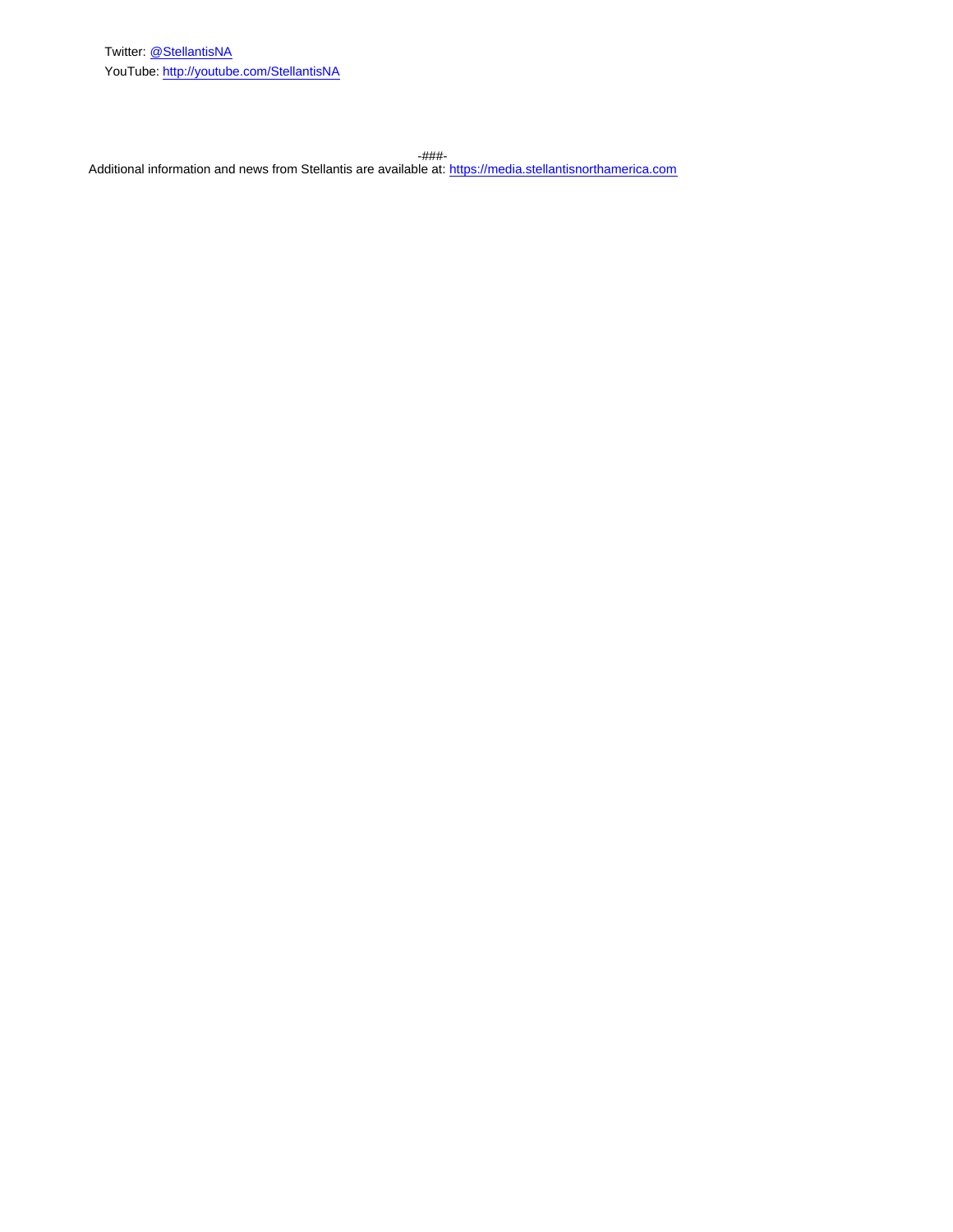Twitter: @StellantisNA

YouTube: http://youtube.com/StellantisNA

-###-

Additional information and news from Stellantis are available at: https://media.stellantisnorthamerica.com